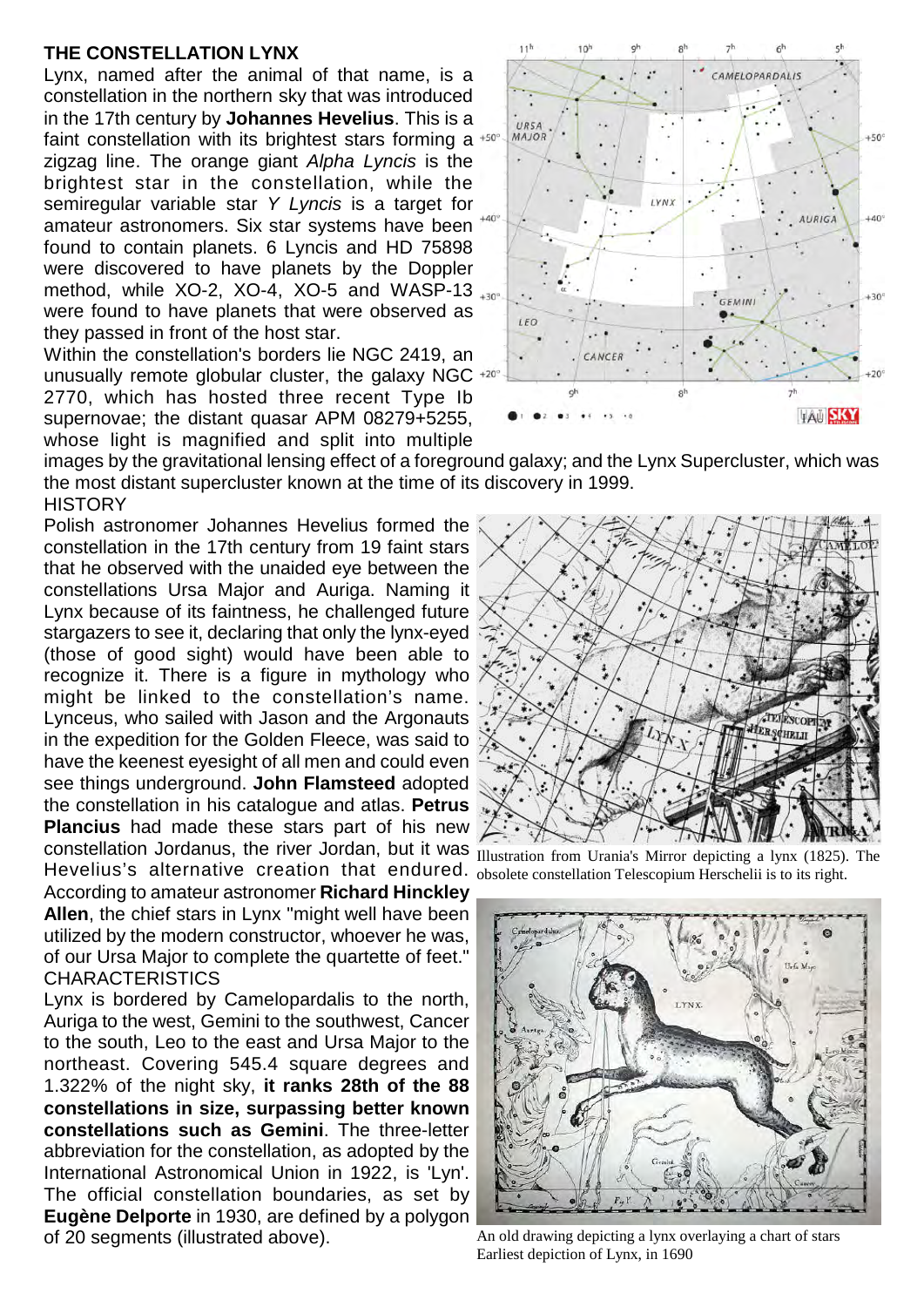# THE CONSTELLATION LYNX

Lynx, named after the animal of that name, is a constellation in the northern sky that was introduced in the 17th century by **Johannes Hevelius**. This is a faint constellation with its brightest stars forming a zigzag line. The orange giant *Alpha Lyncis* is the brightest star in the constellation, while the semiregular variable star *Y Lyncis* is a target for amateur astronomers. Six star systems have been found to contain planets. 6 Lyncis and HD 75898 were discovered to have planets by the Doppler method, while XO-2, XO-4, XO-5 and WASP-13 were found to have planets that were observed as they passed in front of the host star.

Within the constellation's borders lie NGC 2419, an unusually remote globular cluster, the galaxy NGC 2770, which has hosted three recent Type Ib supernovae; the distant quasar APM 08279+5255, whose light is magnified and split into multiple images by the gravitational lensing effect of a foreground galaxy; and the Lynx Supercluster, which was the most distant supercluster known at the time of its discovery in 1999.

## HISTORY

Polish astronomer Johannes Hevelius formed the constellation in the 17th century from 19 faint stars that he observed with the unaided eye between the constellations Ursa Major and Auriga. Naming it Lynx because of its faintness, he challenged future stargazers to see it, declaring that only the lynx-eyed (those of good sight) would have been able to recognize it. There is a figure in mythology who might be linked to the constellation's name. Lynceus, who sailed with Jason and the Argonauts in the expedition for the Golden Fleece, was said to have the keenest eyesight of all men and could even see things underground. **John Flamsteed** adopted the constellation in his catalogue and atlas. **Petrus Plancius** had made these stars part of his new constellation Jordanus, the river Jordan, but it was Hevelius's alternative creation that endured. According to amateur astronomer **Richard Hinckley Allen**, the chief stars in Lynx "might well have been utilized by the modern constructor, whoever he was, of our Ursa Major to complete the quartette of feet."

Illustration from Urania's Mirror depicting a lynx (1825). The obsolete constellation Telescopium Herschelii is to its right.

## CHARACTERISTICS

Lynx is bordered by Camelopardalis to the north, Auriga to the west, Gemini to the southwest, Cancer to the south, Leo to the east and Ursa Major to the northeast. Covering 545.4 square degrees and 1.322% of the night sky, **it ranks 28th of the 88 constellations in size, surpassing better known constellations such as Gemini**. The three-letter abbreviation for the constellation, as adopted by the International Astronomical Union in 1922, is 'Lyn'. The official constellation boundaries, as set by **Eugène Delporte** in 1930, are defined by a polygon of 20 segments (illustrated above).

An old drawing depicting a lynx overlaying a chart of stars
Earliest depiction of Lynx, in 1690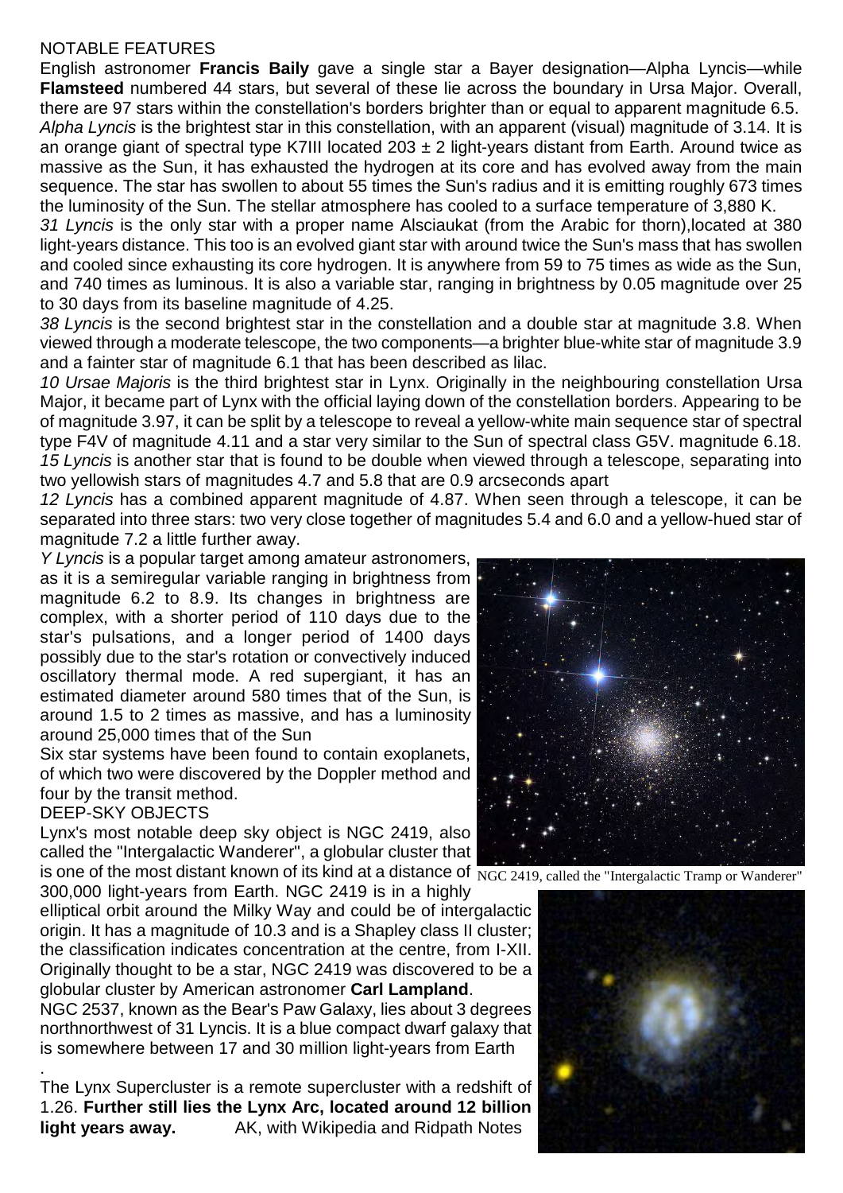NOTABLE FEATURES

English astronomer **Francis Baily** gave a single star a Bayer designation—Alpha Lyncis—while **Flamsteed** numbered 44 stars, but several of these lie across the boundary in Ursa Major. Overall, there are 97 stars within the constellation's borders brighter than or equal to apparent magnitude 6.5.

*Alpha Lyncis* is the brightest star in this constellation, with an apparent (visual) magnitude of 3.14. It is an orange giant of spectral type K7III located 203 ± 2 light-years distant from Earth. Around twice as massive as the Sun, it has exhausted the hydrogen at its core and has evolved away from the main sequence. The star has swollen to about 55 times the Sun's radius and it is emitting roughly 673 times the luminosity of the Sun. The stellar atmosphere has cooled to a surface temperature of 3,880 K.

*31 Lyncis* is the only star with a proper name Alsciaukat (from the Arabic for thorn),located at 380 light-years distance. This too is an evolved giant star with around twice the Sun's mass that has swollen and cooled since exhausting its core hydrogen. It is anywhere from 59 to 75 times as wide as the Sun, and 740 times as luminous. It is also a variable star, ranging in brightness by 0.05 magnitude over 25 to 30 days from its baseline magnitude of 4.25.

*38 Lyncis* is the second brightest star in the constellation and a double star at magnitude 3.8. When viewed through a moderate telescope, the two components—a brighter blue-white star of magnitude 3.9 and a fainter star of magnitude 6.1 that has been described as lilac.

*10 Ursae Majoris* is the third brightest star in Lynx. Originally in the neighbouring constellation Ursa Major, it became part of Lynx with the official laying down of the constellation borders. Appearing to be of magnitude 3.97, it can be split by a telescope to reveal a yellow-white main sequence star of spectral type F4V of magnitude 4.11 and a star very similar to the Sun of spectral class G5V. magnitude 6.18.

*15 Lyncis* is another star that is found to be double when viewed through a telescope, separating into two yellowish stars of magnitudes 4.7 and 5.8 that are 0.9 arcseconds apart

*12 Lyncis* has a combined apparent magnitude of 4.87. When seen through a telescope, it can be separated into three stars: two very close together of magnitudes 5.4 and 6.0 and a yellow-hued star of magnitude 7.2 a little further away.

*Y Lyncis* is a popular target among amateur astronomers, as it is a semiregular variable ranging in brightness from magnitude 6.2 to 8.9. Its changes in brightness are complex, with a shorter period of 110 days due to the star's pulsations, and a longer period of 1400 days possibly due to the star's rotation or convectively induced oscillatory thermal mode. A red supergiant, it has an estimated diameter around 580 times that of the Sun, is around 1.5 to 2 times as massive, and has a luminosity around 25,000 times that of the Sun

Six star systems have been found to contain exoplanets, of which two were discovered by the Doppler method and four by the transit method.

DEEP-SKY OBJECTS

Lynx's most notable deep sky object is NGC 2419, also called the "Intergalactic Wanderer", a globular cluster that is one of the most distant known of its kind at a distance of 300,000 light-years from Earth. NGC 2419 is in a highly elliptical orbit around the Milky Way and could be of intergalactic origin. It has a magnitude of 10.3 and is a Shapley class II cluster; the classification indicates concentration at the centre, from I-XII. Originally thought to be a star, NGC 2419 was discovered to be a globular cluster by American astronomer **Carl Lampland**.

NGC 2419, called the "Intergalactic Tramp or Wanderer"

NGC 2537, known as the Bear's Paw Galaxy, lies about 3 degrees northnorthwest of 31 Lyncis. It is a blue compact dwarf galaxy that is somewhere between 17 and 30 million light-years from Earth

.

The Lynx Supercluster is a remote supercluster with a redshift of 1.26. **Further still lies the Lynx Arc, located around 12 billion light years away.** AK, with Wikipedia and Ridpath Notes